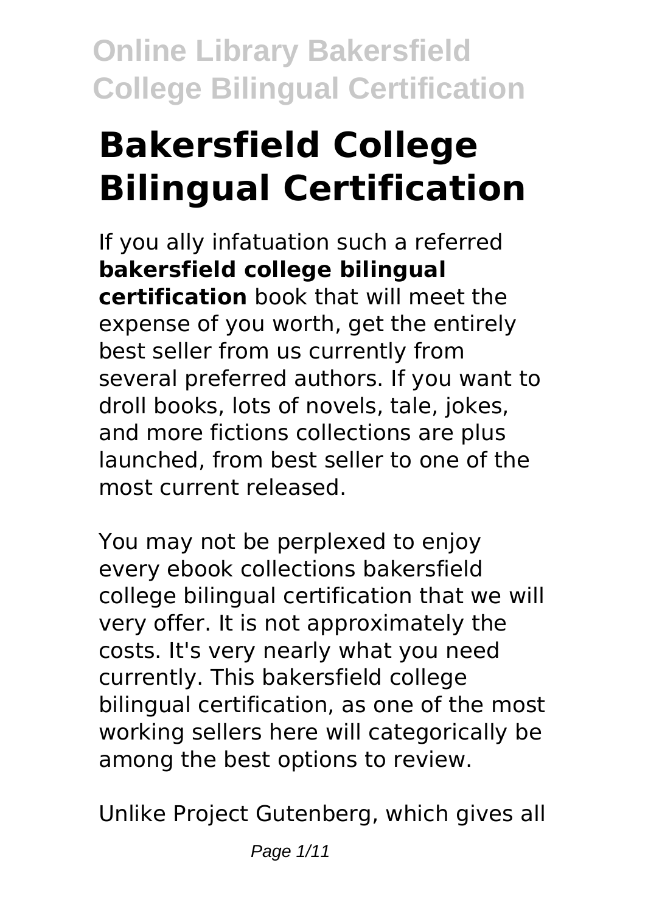# Bakersfield College Bilingual Certification

If you ally infatuation such a referred **bakersfield college bilingual certification** book that will meet the expense of you worth, get the entirely best seller from us currently from several preferred authors. If you want to droll books, lots of novels, tale, jokes, and more fictions collections are plus launched, from best seller to one of the most current released.

You may not be perplexed to enjoy every ebook collections bakersfield college bilingual certification that we will very offer. It is not approximately the costs. It's very nearly what you need currently. This bakersfield college bilingual certification, as one of the most working sellers here will categorically be among the best options to review.

Unlike Project Gutenberg, which gives all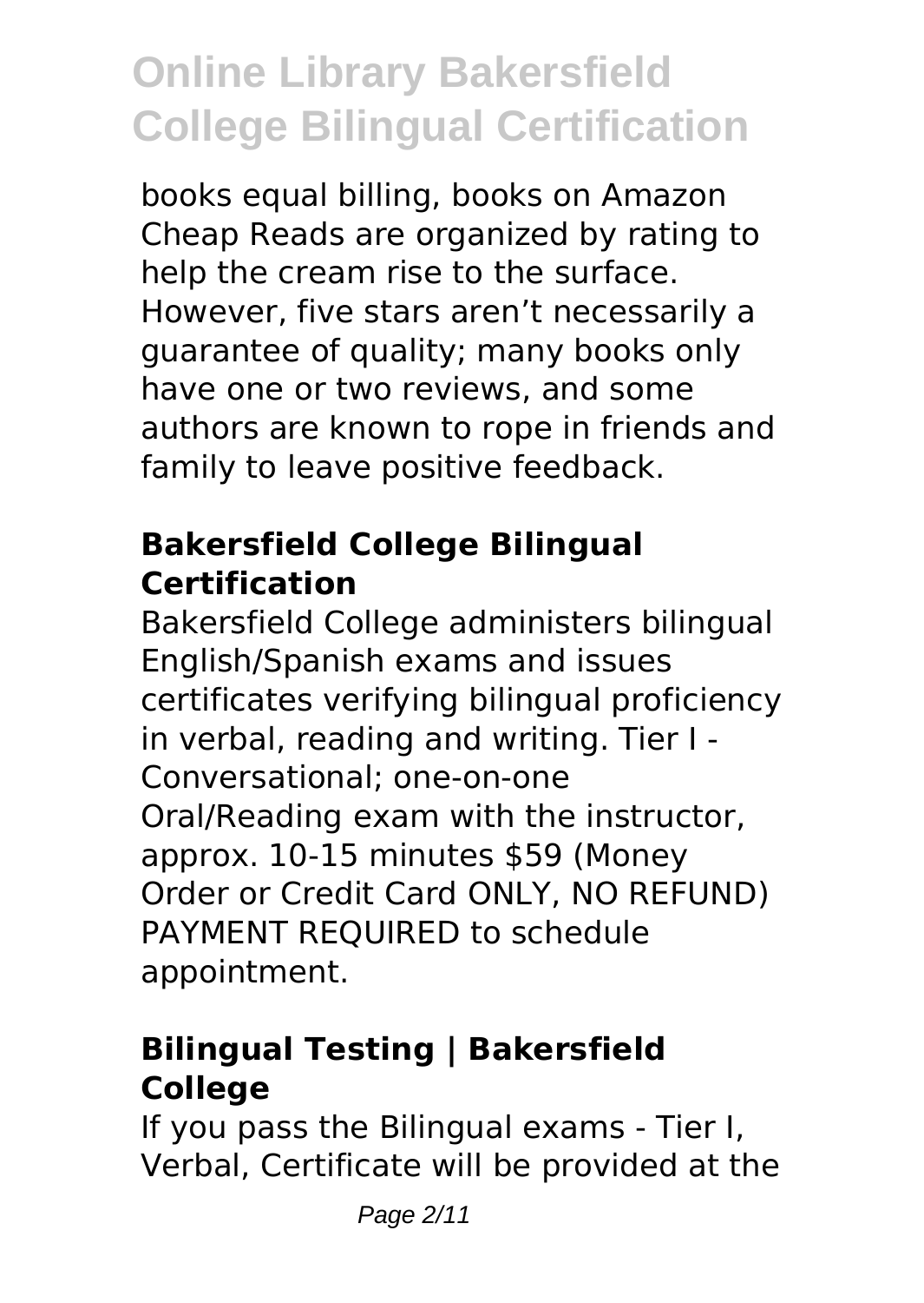books equal billing, books on Amazon Cheap Reads are organized by rating to help the cream rise to the surface. However, five stars aren't necessarily a guarantee of quality; many books only have one or two reviews, and some authors are known to rope in friends and family to leave positive feedback.

## Bakersfield College Bilingual Certification

Bakersfield College administers bilingual English/Spanish exams and issues certificates verifying bilingual proficiency in verbal, reading and writing. Tier I - Conversational; one-on-one Oral/Reading exam with the instructor, approx. 10-15 minutes $59 (Money Order or Credit Card ONLY, NO REFUND) PAYMENT REQUIRED to schedule appointment.

## Bilingual Testing | Bakersfield College

If you pass the Bilingual exams - Tier I, Verbal, Certificate will be provided at the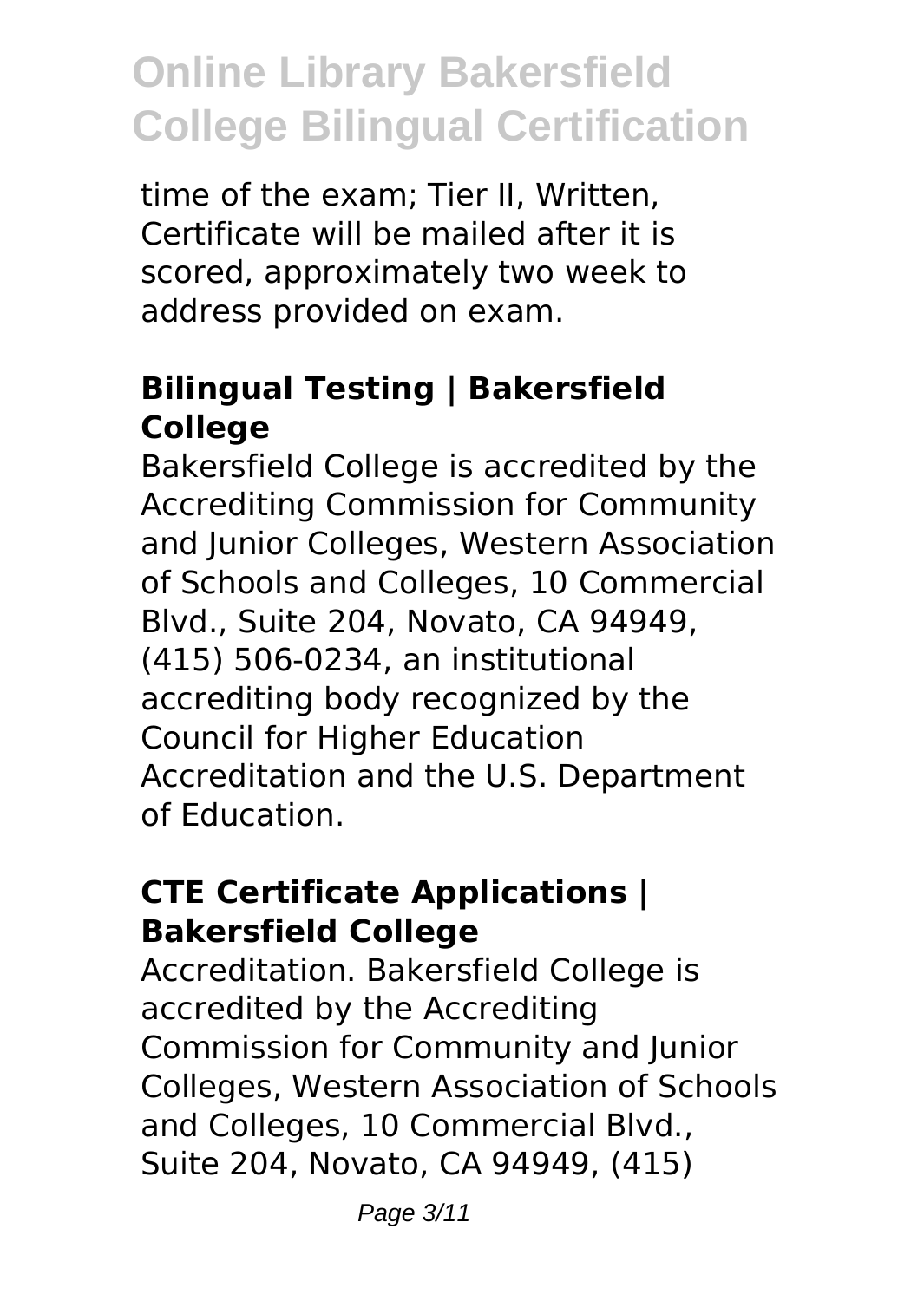time of the exam; Tier II, Written, Certificate will be mailed after it is scored, approximately two week to address provided on exam.

## Bilingual Testing | Bakersfield College

Bakersfield College is accredited by the Accrediting Commission for Community and Junior Colleges, Western Association of Schools and Colleges, 10 Commercial Blvd., Suite 204, Novato, CA 94949, (415) 506-0234, an institutional accrediting body recognized by the Council for Higher Education Accreditation and the U.S. Department of Education.

## CTE Certificate Applications | Bakersfield College

Accreditation. Bakersfield College is accredited by the Accrediting Commission for Community and Junior Colleges, Western Association of Schools and Colleges, 10 Commercial Blvd., Suite 204, Novato, CA 94949, (415)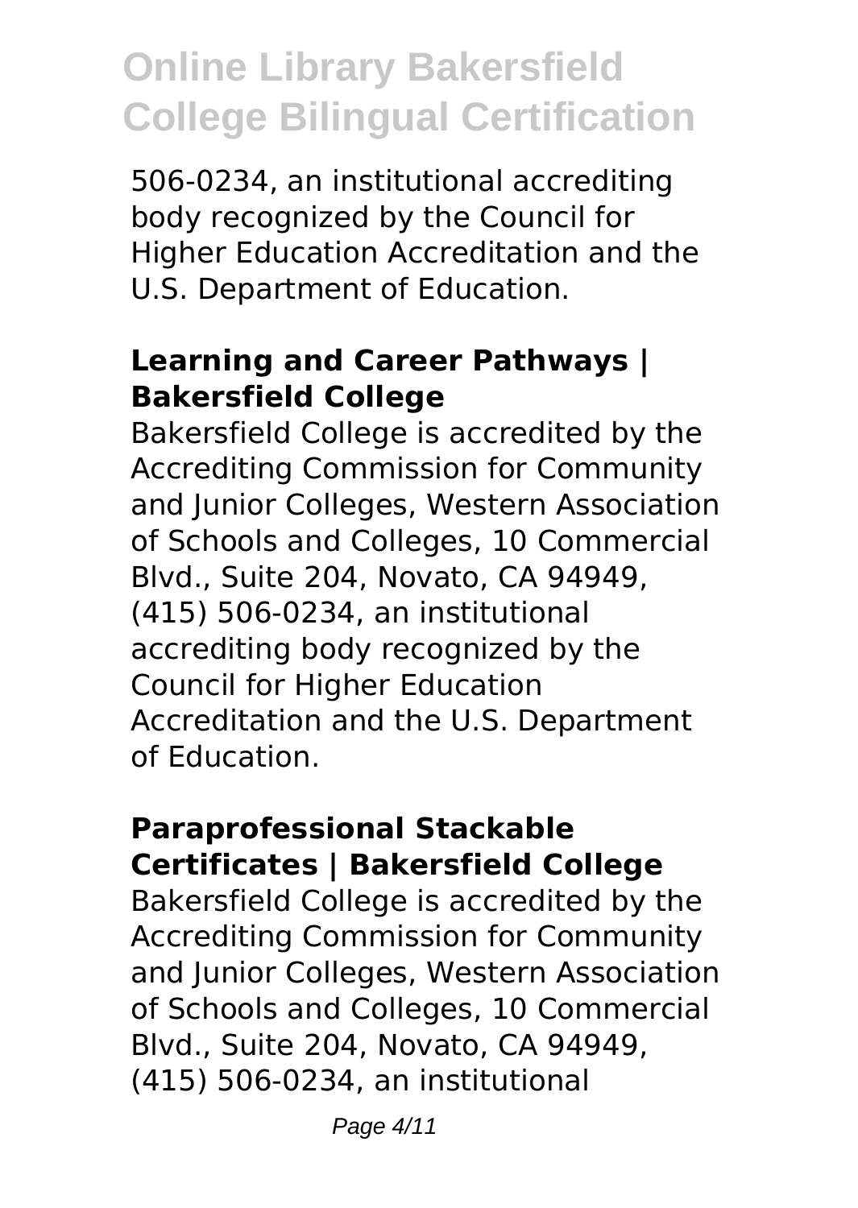506-0234, an institutional accrediting body recognized by the Council for Higher Education Accreditation and the U.S. Department of Education.

### Learning and Career Pathways | Bakersfield College

Bakersfield College is accredited by the Accrediting Commission for Community and Junior Colleges, Western Association of Schools and Colleges, 10 Commercial Blvd., Suite 204, Novato, CA 94949, (415) 506-0234, an institutional accrediting body recognized by the Council for Higher Education Accreditation and the U.S. Department of Education.

### Paraprofessional Stackable Certificates | Bakersfield College

Bakersfield College is accredited by the Accrediting Commission for Community and Junior Colleges, Western Association of Schools and Colleges, 10 Commercial Blvd., Suite 204, Novato, CA 94949, (415) 506-0234, an institutional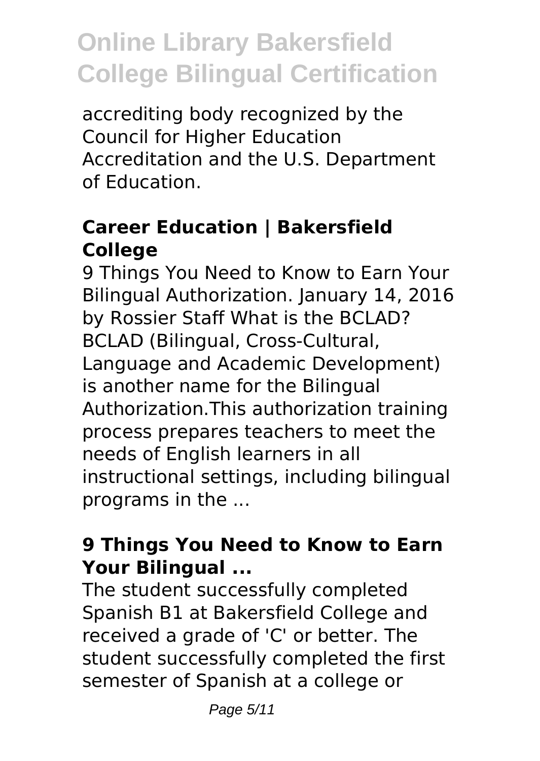accrediting body recognized by the Council for Higher Education Accreditation and the U.S. Department of Education.

### Career Education | Bakersfield College

9 Things You Need to Know to Earn Your Bilingual Authorization. January 14, 2016 by Rossier Staff What is the BCLAD? BCLAD (Bilingual, Cross-Cultural, Language and Academic Development) is another name for the Bilingual Authorization.This authorization training process prepares teachers to meet the needs of English learners in all instructional settings, including bilingual programs in the ...

### 9 Things You Need to Know to Earn Your Bilingual ...

The student successfully completed Spanish B1 at Bakersfield College and received a grade of 'C' or better. The student successfully completed the first semester of Spanish at a college or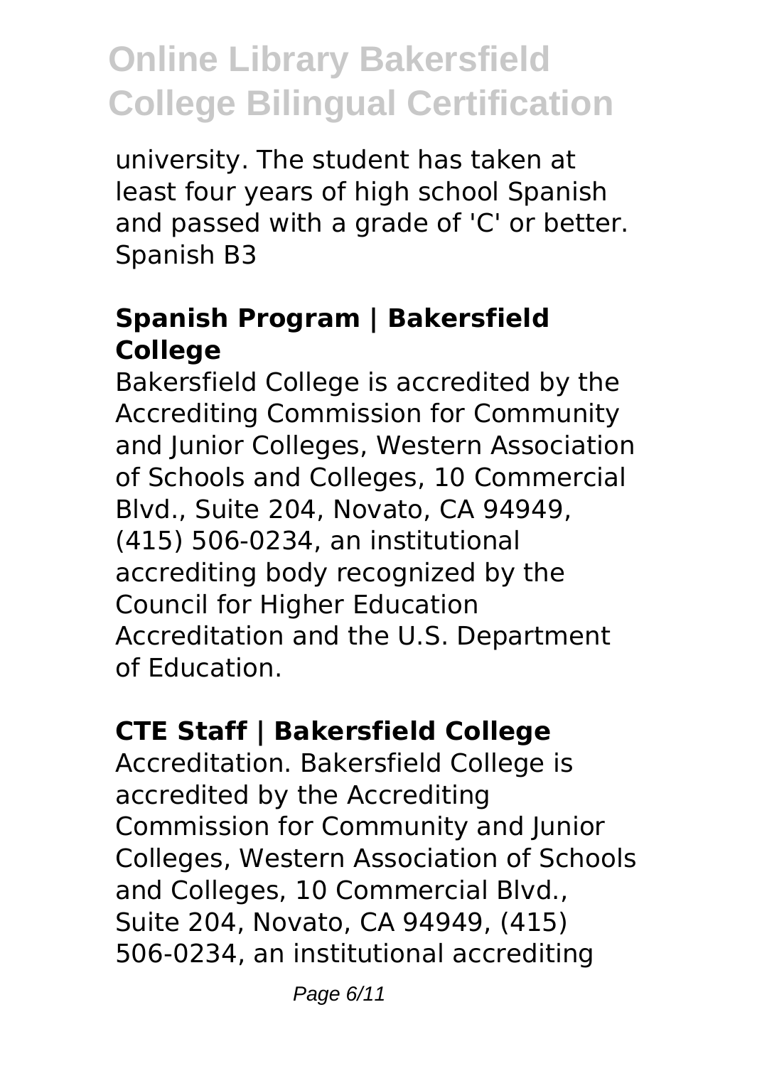university. The student has taken at least four years of high school Spanish and passed with a grade of 'C' or better. Spanish B3

## Spanish Program | Bakersfield College

Bakersfield College is accredited by the Accrediting Commission for Community and Junior Colleges, Western Association of Schools and Colleges, 10 Commercial Blvd., Suite 204, Novato, CA 94949, (415) 506-0234, an institutional accrediting body recognized by the Council for Higher Education Accreditation and the U.S. Department of Education.

## CTE Staff | Bakersfield College

Accreditation. Bakersfield College is accredited by the Accrediting Commission for Community and Junior Colleges, Western Association of Schools and Colleges, 10 Commercial Blvd., Suite 204, Novato, CA 94949, (415) 506-0234, an institutional accrediting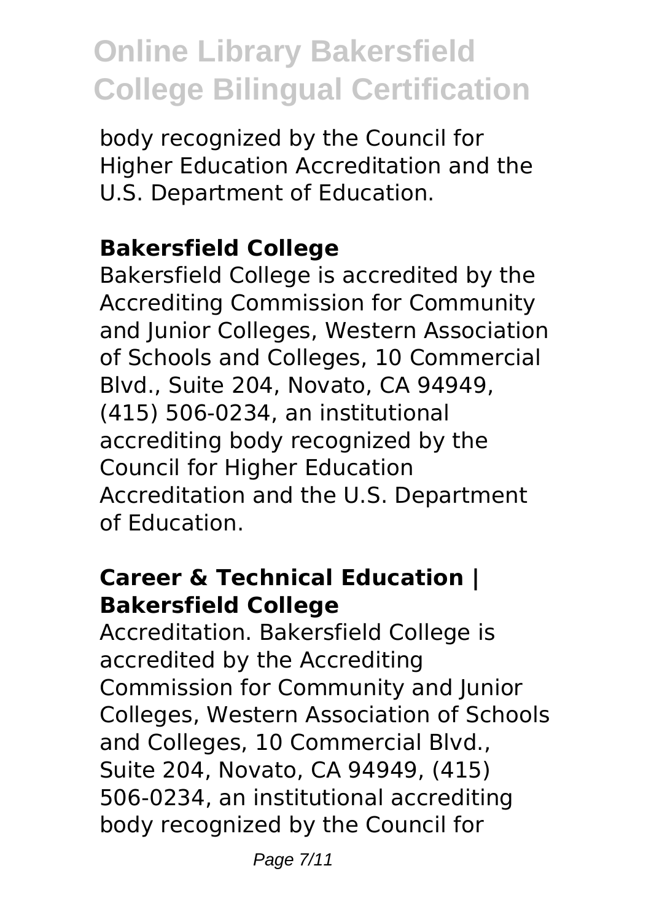body recognized by the Council for Higher Education Accreditation and the U.S. Department of Education.

### Bakersfield College

Bakersfield College is accredited by the Accrediting Commission for Community and Junior Colleges, Western Association of Schools and Colleges, 10 Commercial Blvd., Suite 204, Novato, CA 94949, (415) 506-0234, an institutional accrediting body recognized by the Council for Higher Education Accreditation and the U.S. Department of Education.

### Career & Technical Education | Bakersfield College

Accreditation. Bakersfield College is accredited by the Accrediting Commission for Community and Junior Colleges, Western Association of Schools and Colleges, 10 Commercial Blvd., Suite 204, Novato, CA 94949, (415) 506-0234, an institutional accrediting body recognized by the Council for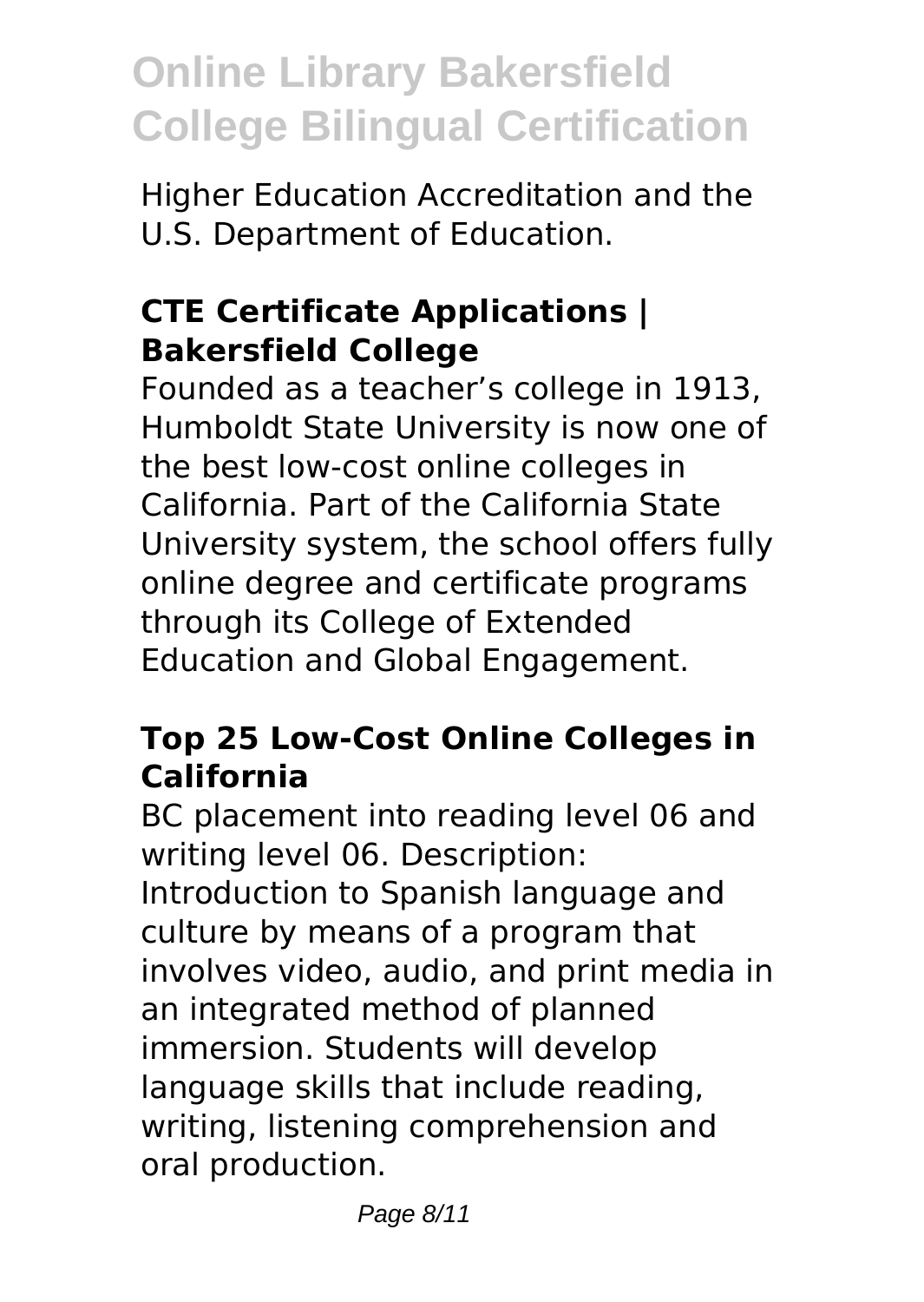Higher Education Accreditation and the U.S. Department of Education.

### CTE Certificate Applications | Bakersfield College

Founded as a teacher's college in 1913, Humboldt State University is now one of the best low-cost online colleges in California. Part of the California State University system, the school offers fully online degree and certificate programs through its College of Extended Education and Global Engagement.

### Top 25 Low-Cost Online Colleges in California

BC placement into reading level 06 and writing level 06. Description: Introduction to Spanish language and culture by means of a program that involves video, audio, and print media in an integrated method of planned immersion. Students will develop language skills that include reading, writing, listening comprehension and oral production.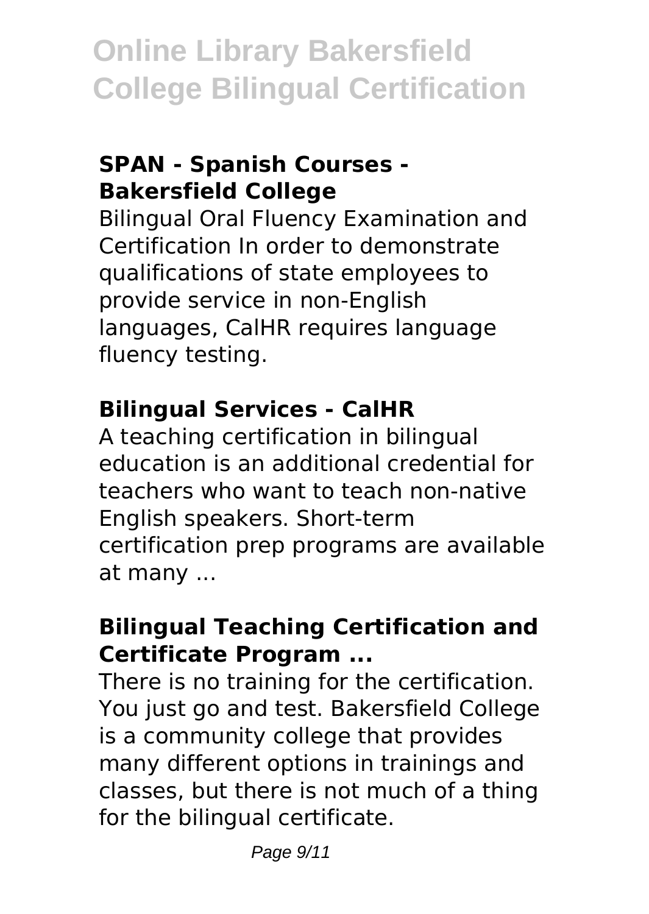### SPAN - Spanish Courses - Bakersfield College

Bilingual Oral Fluency Examination and Certification In order to demonstrate qualifications of state employees to provide service in non-English languages, CalHR requires language fluency testing.

### Bilingual Services - CalHR

A teaching certification in bilingual education is an additional credential for teachers who want to teach non-native English speakers. Short-term certification prep programs are available at many ...

### Bilingual Teaching Certification and Certificate Program ...

There is no training for the certification. You just go and test. Bakersfield College is a community college that provides many different options in trainings and classes, but there is not much of a thing for the bilingual certificate.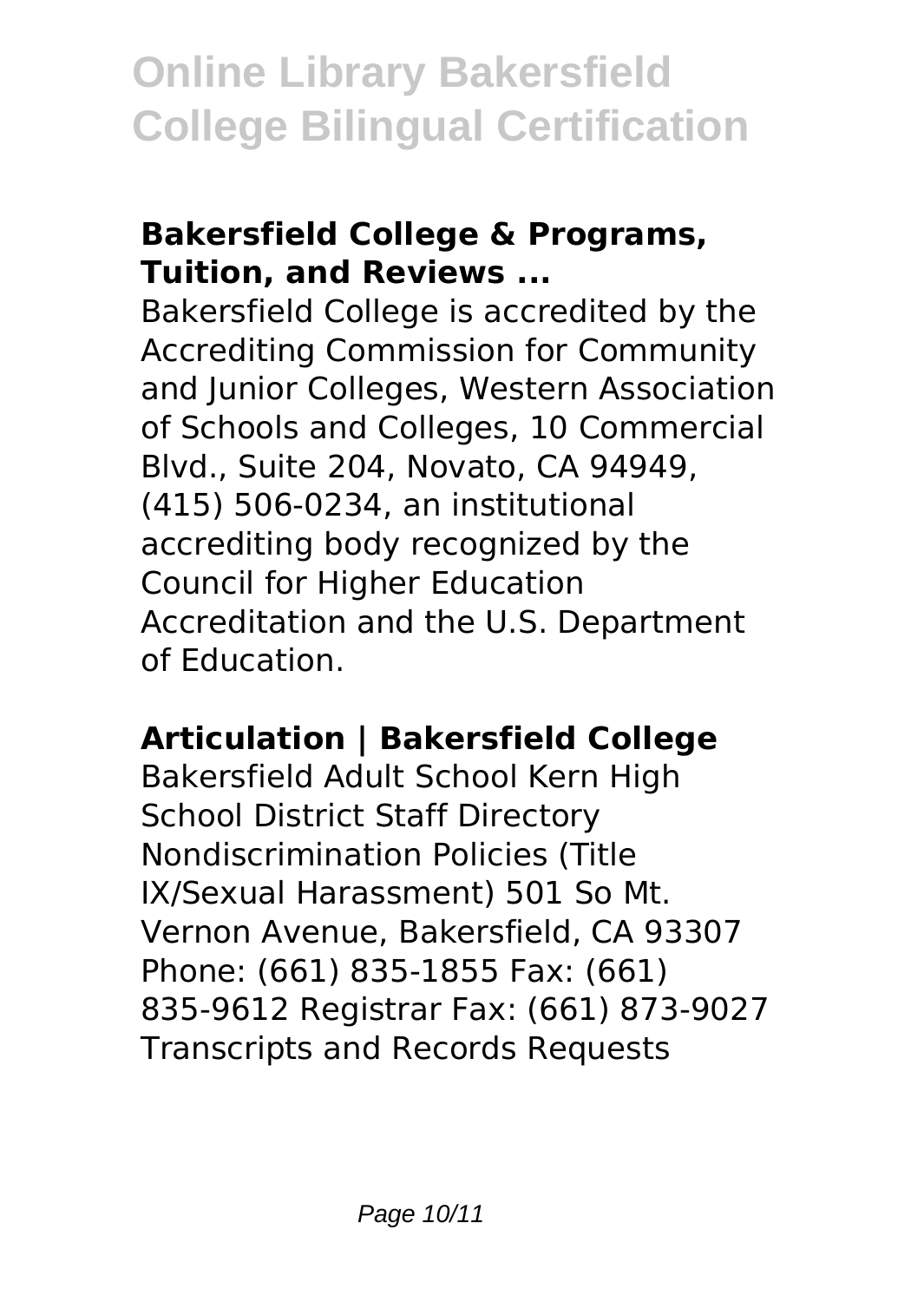## Bakersfield College & Programs, Tuition, and Reviews ...

Bakersfield College is accredited by the Accrediting Commission for Community and Junior Colleges, Western Association of Schools and Colleges, 10 Commercial Blvd., Suite 204, Novato, CA 94949, (415) 506-0234, an institutional accrediting body recognized by the Council for Higher Education Accreditation and the U.S. Department of Education.

## Articulation | Bakersfield College

Bakersfield Adult School Kern High School District Staff Directory Nondiscrimination Policies (Title IX/Sexual Harassment) 501 So Mt. Vernon Avenue, Bakersfield, CA 93307 Phone: (661) 835-1855 Fax: (661) 835-9612 Registrar Fax: (661) 873-9027 Transcripts and Records Requests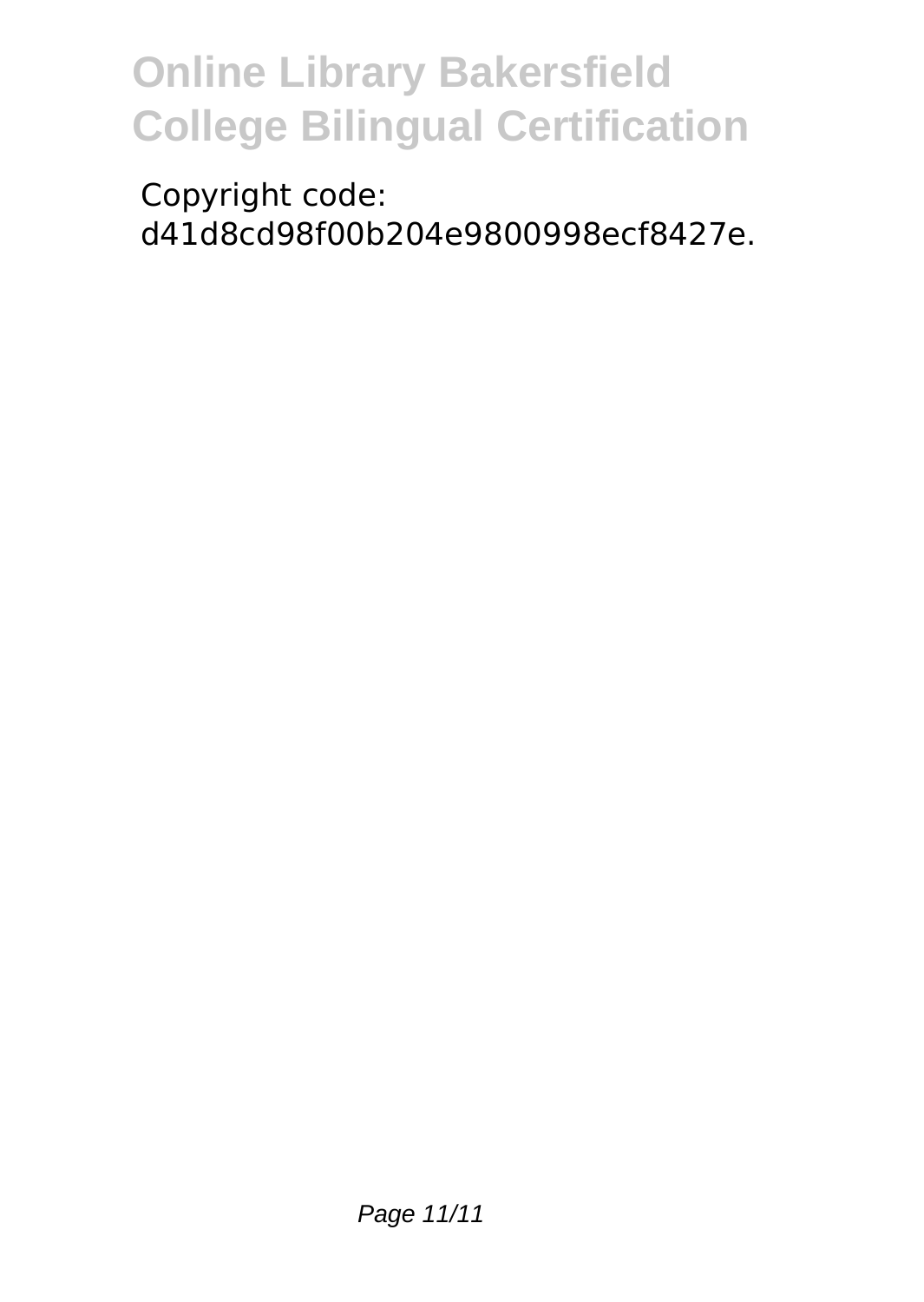Copyright code: d41d8cd98f00b204e9800998ecf8427e.